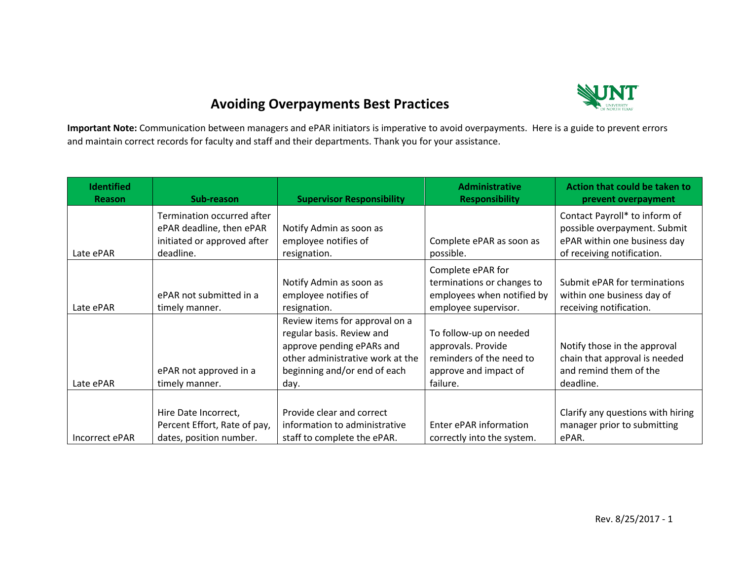# Avoiding Overpayments Best Practices

**Important Note:** Communication between managers and ePAR initiators is imperative to avoid overpayments. Here is a guide to prevent errors and maintain correct records for faculty and staff and their departments. Thank you for your assistance.

| Identified Reason | Sub-reason | Supervisor Responsibility | Administrative Responsibility | Action that could be taken to prevent overpayment |
|---|---|---|---|---|
| Late ePAR | Termination occurred after ePAR deadline, then ePAR initiated or approved after deadline. | Notify Admin as soon as employee notifies of resignation. | Complete ePAR as soon as possible. | Contact Payroll* to inform of possible overpayment. Submit ePAR within one business day of receiving notification. |
| Late ePAR | ePAR not submitted in a timely manner. | Notify Admin as soon as employee notifies of resignation. | Complete ePAR for terminations or changes to employees when notified by employee supervisor. | Submit ePAR for terminations within one business day of receiving notification. |
| Late ePAR | ePAR not approved in a timely manner. | Review items for approval on a regular basis. Review and approve pending ePARs and other administrative work at the beginning and/or end of each day. | To follow-up on needed approvals. Provide reminders of the need to approve and impact of failure. | Notify those in the approval chain that approval is needed and remind them of the deadline. |
| Incorrect ePAR | Hire Date Incorrect, Percent Effort, Rate of pay, dates, position number. | Provide clear and correct information to administrative staff to complete the ePAR. | Enter ePAR information correctly into the system. | Clarify any questions with hiring manager prior to submitting ePAR. |

Rev. 8/25/2017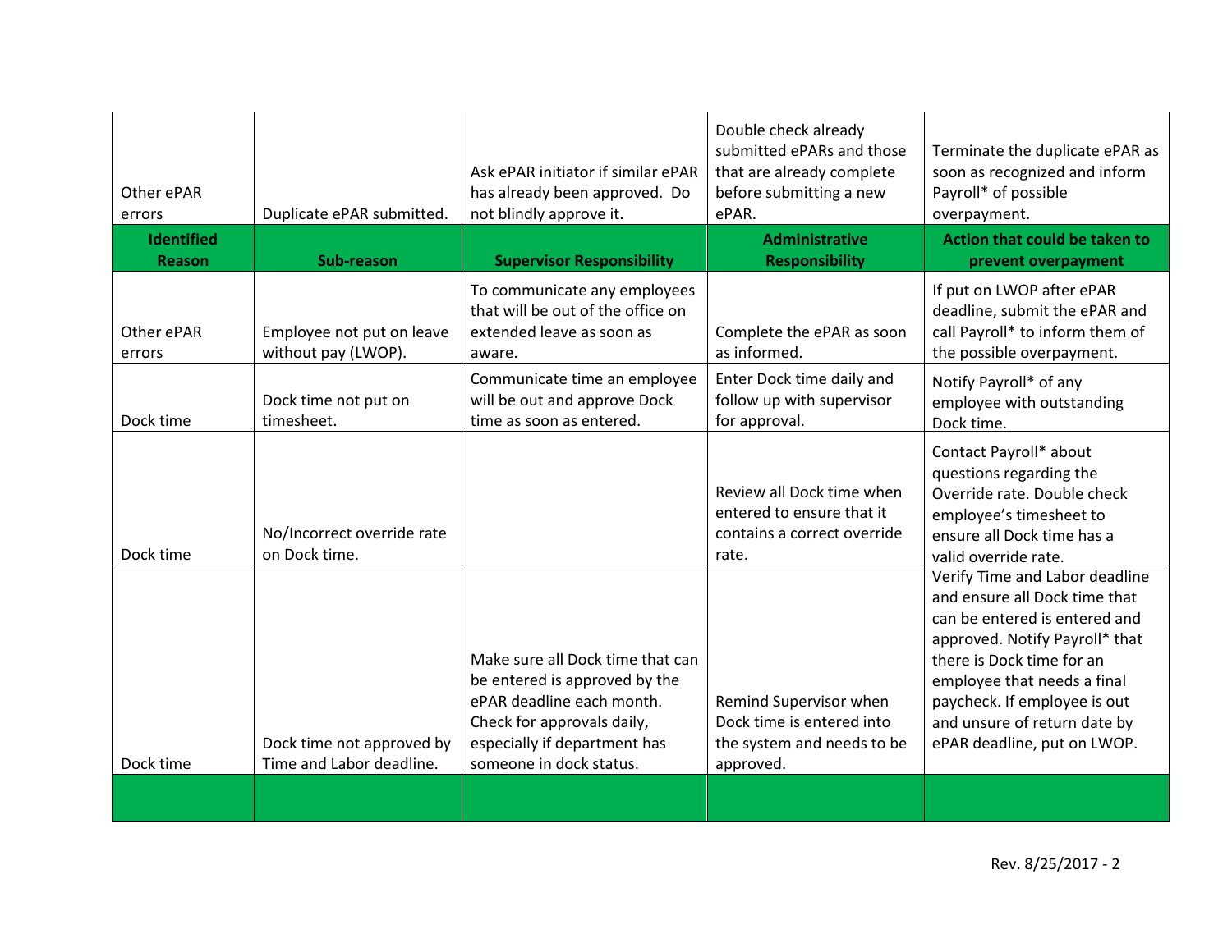| Other ePAR errors | Duplicate ePAR submitted. | Ask ePAR initiator if similar ePAR has already been approved. Do not blindly approve it. | Double check already submitted ePARs and those that are already complete before submitting a new ePAR. | Terminate the duplicate ePAR as soon as recognized and inform Payroll* of possible overpayment. |
|---|---|---|---|---|
| **Identified Reason** | **Sub-reason** | **Supervisor Responsibility** | **Administrative Responsibility** | **Action that could be taken to prevent overpayment** |
| Other ePAR errors | Employee not put on leave without pay (LWOP). | To communicate any employees that will be out of the office on extended leave as soon as aware. | Complete the ePAR as soon as informed. | If put on LWOP after ePAR deadline, submit the ePAR and call Payroll* to inform them of the possible overpayment. |
| Dock time | Dock time not put on timesheet. | Communicate time an employee will be out and approve Dock time as soon as entered. | Enter Dock time daily and follow up with supervisor for approval. | Notify Payroll* of any employee with outstanding Dock time. |
| Dock time | No/Incorrect override rate on Dock time. | | Review all Dock time when entered to ensure that it contains a correct override rate. | Contact Payroll* about questions regarding the Override rate. Double check employee's timesheet to ensure all Dock time has a valid override rate. |
| Dock time | Dock time not approved by Time and Labor deadline. | Make sure all Dock time that can be entered is approved by the ePAR deadline each month. Check for approvals daily, especially if department has someone in dock status. | Remind Supervisor when Dock time is entered into the system and needs to be approved. | Verify Time and Labor deadline and ensure all Dock time that can be entered is entered and approved. Notify Payroll* that there is Dock time for an employee that needs a final paycheck. If employee is out and unsure of return date by ePAR deadline, put on LWOP. |
| | | | | |

Rev. 8/25/2017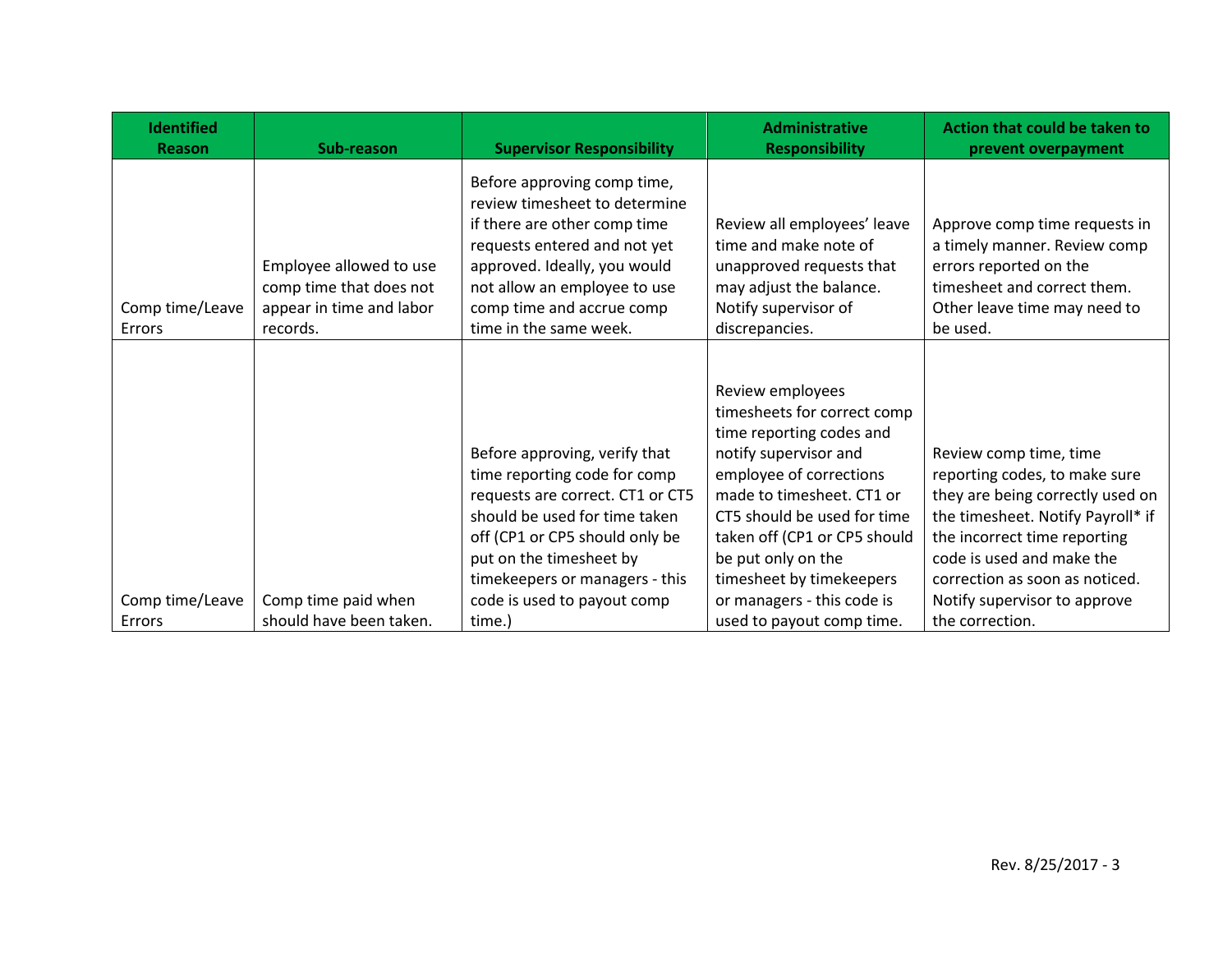| Identified Reason | Sub-reason | Supervisor Responsibility | Administrative Responsibility | Action that could be taken to prevent overpayment |
|---|---|---|---|---|
| Comp time/Leave Errors | Employee allowed to use comp time that does not appear in time and labor records. | Before approving comp time, review timesheet to determine if there are other comp time requests entered and not yet approved. Ideally, you would not allow an employee to use comp time and accrue comp time in the same week. | Review all employees' leave time and make note of unapproved requests that may adjust the balance. Notify supervisor of discrepancies. | Approve comp time requests in a timely manner. Review comp errors reported on the timesheet and correct them. Other leave time may need to be used. |
| Comp time/Leave Errors | Comp time paid when should have been taken. | Before approving, verify that time reporting code for comp requests are correct. CT1 or CT5 should be used for time taken off (CP1 or CP5 should only be put on the timesheet by timekeepers or managers - this code is used to payout comp time.) | Review employees timesheets for correct comp time reporting codes and notify supervisor and employee of corrections made to timesheet. CT1 or CT5 should be used for time taken off (CP1 or CP5 should be put only on the timesheet by timekeepers or managers - this code is used to payout comp time. | Review comp time, time reporting codes, to make sure they are being correctly used on the timesheet. Notify Payroll* if the incorrect time reporting code is used and make the correction as soon as noticed. Notify supervisor to approve the correction. |

Rev. 8/25/2017 - 3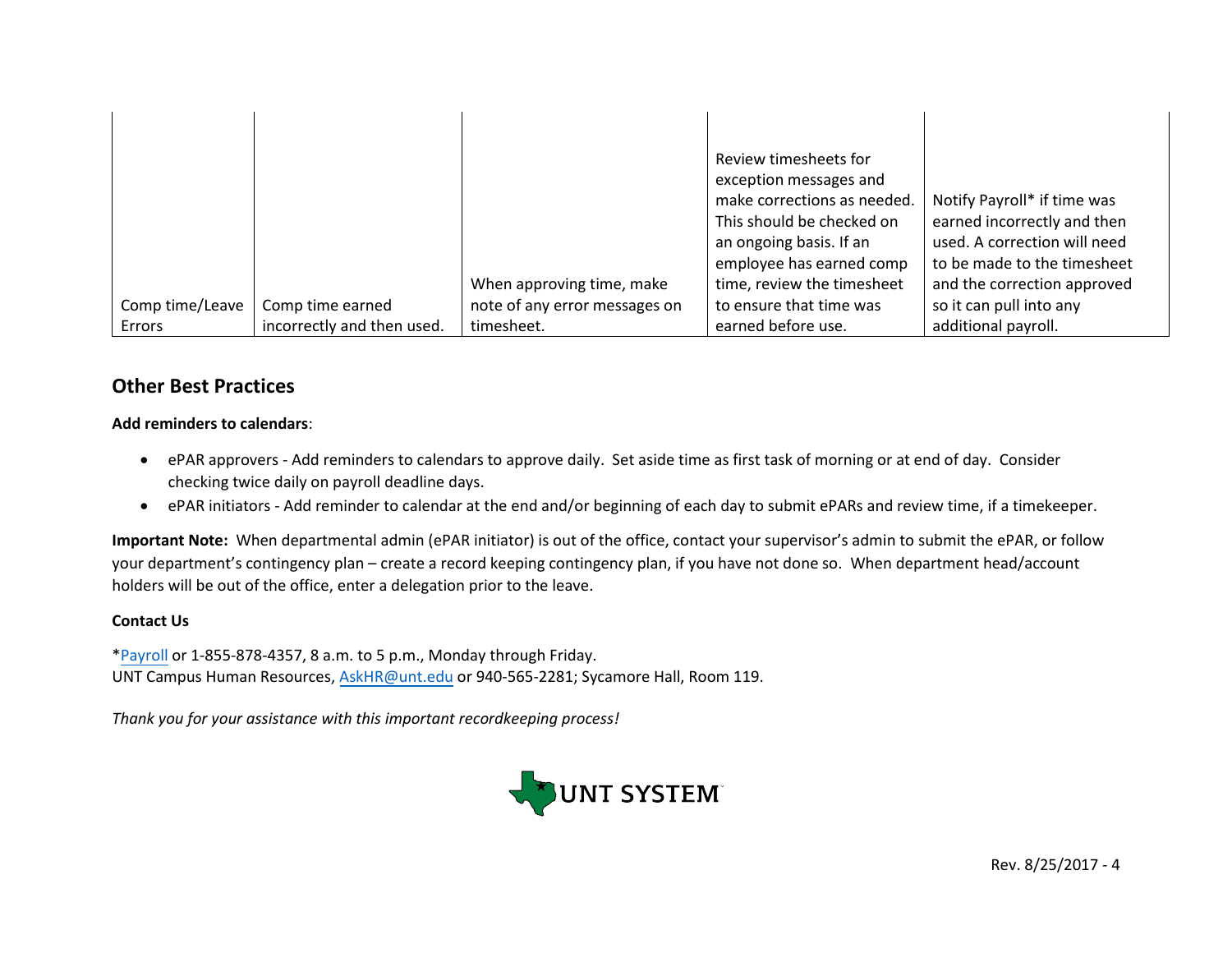| | | | | |
|---|---|---|---|---|
| Comp time/Leave Errors | Comp time earned incorrectly and then used. | When approving time, make note of any error messages on timesheet. | Review timesheets for exception messages and make corrections as needed. This should be checked on an ongoing basis. If an employee has earned comp time, review the timesheet to ensure that time was earned before use. | Notify Payroll* if time was earned incorrectly and then used. A correction will need to be made to the timesheet and the correction approved so it can pull into any additional payroll. |

## Other Best Practices

**Add reminders to calendars**:

- ePAR approvers - Add reminders to calendars to approve daily. Set aside time as first task of morning or at end of day. Consider checking twice daily on payroll deadline days.
- ePAR initiators - Add reminder to calendar at the end and/or beginning of each day to submit ePARs and review time, if a timekeeper.

**Important Note:** When departmental admin (ePAR initiator) is out of the office, contact your supervisor's admin to submit the ePAR, or follow your department's contingency plan – create a record keeping contingency plan, if you have not done so. When department head/account holders will be out of the office, enter a delegation prior to the leave.

**Contact Us**

*Payroll or 1-855-878-4357, 8 a.m. to 5 p.m., Monday through Friday.
UNT Campus Human Resources, AskHR@unt.edu or 940-565-2281; Sycamore Hall, Room 119.

*Thank you for your assistance with this important recordkeeping process!*

UNT SYSTEM

Rev. 8/25/2017